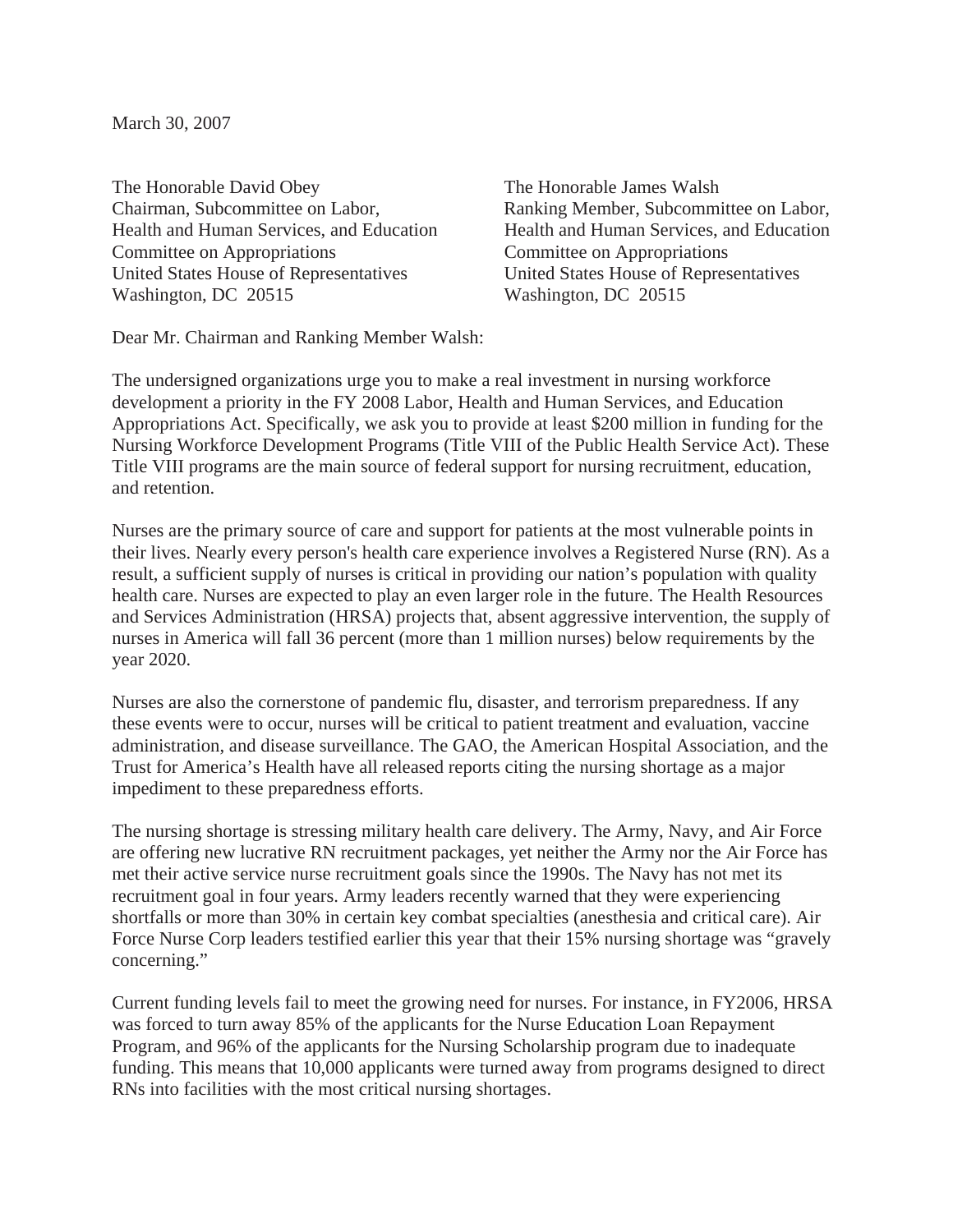March 30, 2007

The Honorable David Obey
Chairman, Subcommittee on Labor,
Health and Human Services, and Education
Committee on Appropriations
United States House of Representatives
Washington, DC 20515

The Honorable James Walsh
Ranking Member, Subcommittee on Labor,
Health and Human Services, and Education
Committee on Appropriations
United States House of Representatives
Washington, DC 20515

Dear Mr. Chairman and Ranking Member Walsh:

The undersigned organizations urge you to make a real investment in nursing workforce development a priority in the FY 2008 Labor, Health and Human Services, and Education Appropriations Act. Specifically, we ask you to provide at least $200 million in funding for the Nursing Workforce Development Programs (Title VIII of the Public Health Service Act). These Title VIII programs are the main source of federal support for nursing recruitment, education, and retention.

Nurses are the primary source of care and support for patients at the most vulnerable points in their lives. Nearly every person's health care experience involves a Registered Nurse (RN). As a result, a sufficient supply of nurses is critical in providing our nation's population with quality health care. Nurses are expected to play an even larger role in the future. The Health Resources and Services Administration (HRSA) projects that, absent aggressive intervention, the supply of nurses in America will fall 36 percent (more than 1 million nurses) below requirements by the year 2020.

Nurses are also the cornerstone of pandemic flu, disaster, and terrorism preparedness. If any these events were to occur, nurses will be critical to patient treatment and evaluation, vaccine administration, and disease surveillance. The GAO, the American Hospital Association, and the Trust for America's Health have all released reports citing the nursing shortage as a major impediment to these preparedness efforts.

The nursing shortage is stressing military health care delivery. The Army, Navy, and Air Force are offering new lucrative RN recruitment packages, yet neither the Army nor the Air Force has met their active service nurse recruitment goals since the 1990s. The Navy has not met its recruitment goal in four years. Army leaders recently warned that they were experiencing shortfalls or more than 30% in certain key combat specialties (anesthesia and critical care). Air Force Nurse Corp leaders testified earlier this year that their 15% nursing shortage was "gravely concerning."

Current funding levels fail to meet the growing need for nurses. For instance, in FY2006, HRSA was forced to turn away 85% of the applicants for the Nurse Education Loan Repayment Program, and 96% of the applicants for the Nursing Scholarship program due to inadequate funding. This means that 10,000 applicants were turned away from programs designed to direct RNs into facilities with the most critical nursing shortages.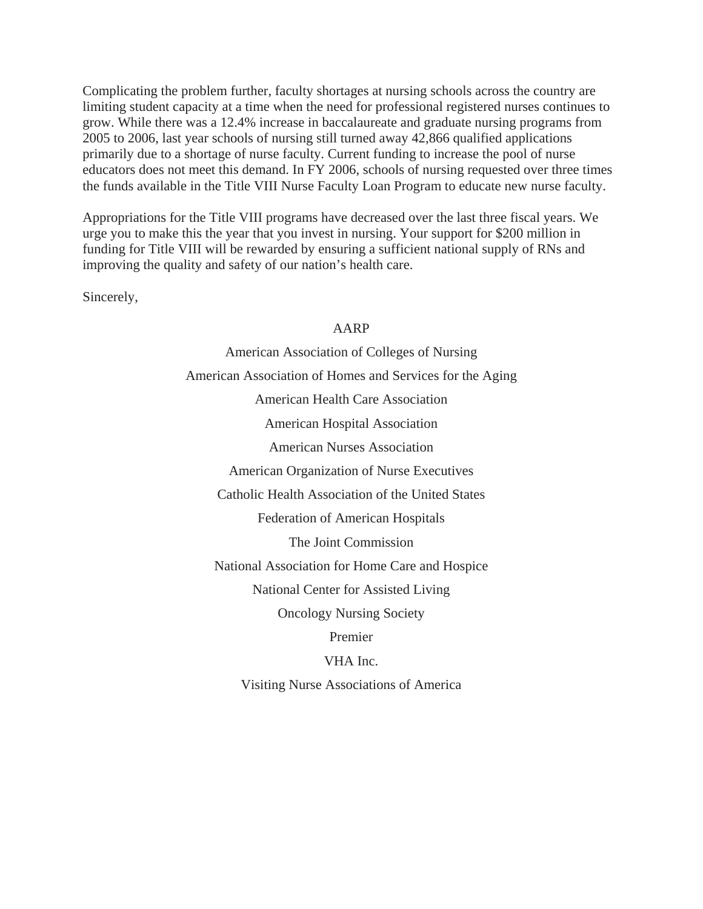Complicating the problem further, faculty shortages at nursing schools across the country are limiting student capacity at a time when the need for professional registered nurses continues to grow. While there was a 12.4% increase in baccalaureate and graduate nursing programs from 2005 to 2006, last year schools of nursing still turned away 42,866 qualified applications primarily due to a shortage of nurse faculty. Current funding to increase the pool of nurse educators does not meet this demand. In FY 2006, schools of nursing requested over three times the funds available in the Title VIII Nurse Faculty Loan Program to educate new nurse faculty.

Appropriations for the Title VIII programs have decreased over the last three fiscal years. We urge you to make this the year that you invest in nursing. Your support for $200 million in funding for Title VIII will be rewarded by ensuring a sufficient national supply of RNs and improving the quality and safety of our nation's health care.

Sincerely,

AARP

American Association of Colleges of Nursing

American Association of Homes and Services for the Aging

American Health Care Association

American Hospital Association

American Nurses Association

American Organization of Nurse Executives

Catholic Health Association of the United States

Federation of American Hospitals

The Joint Commission

National Association for Home Care and Hospice

National Center for Assisted Living

Oncology Nursing Society

Premier

VHA Inc.

Visiting Nurse Associations of America